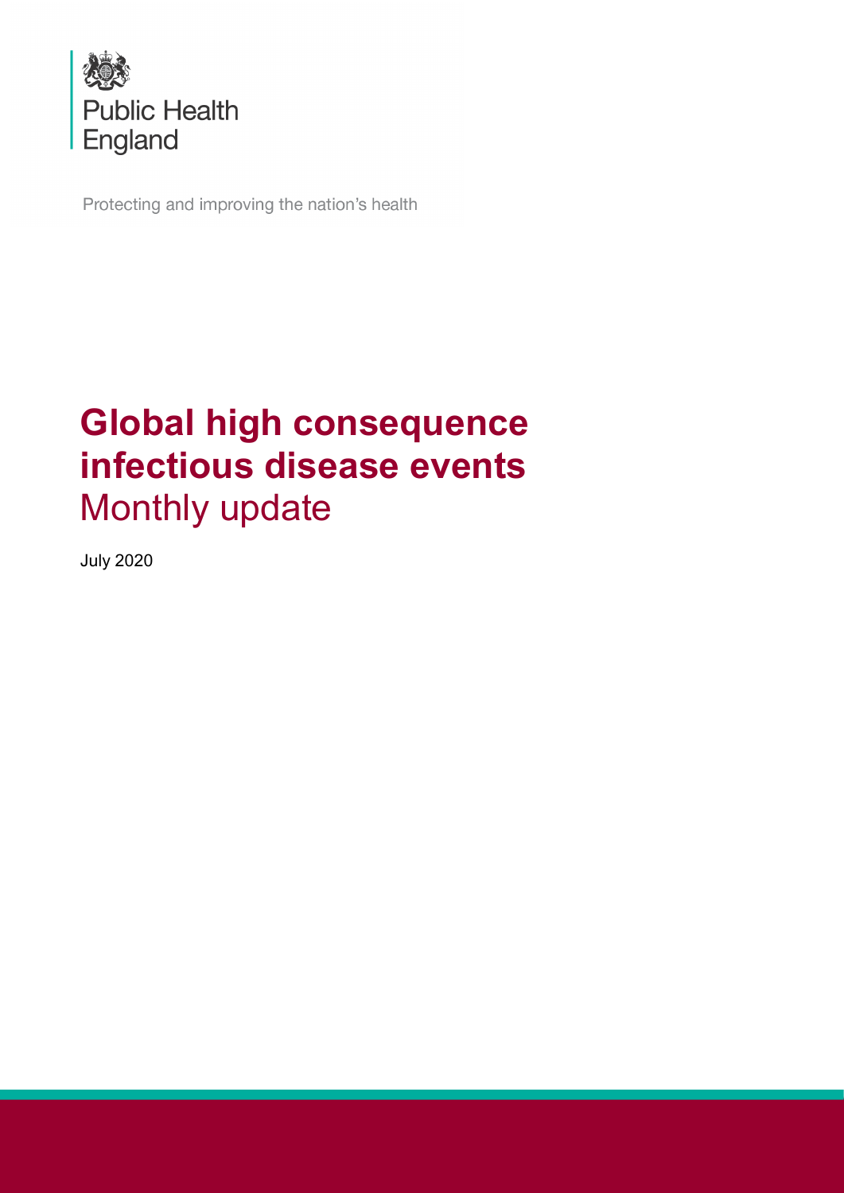Public Health England

Protecting and improving the nation's health

# Global high consequence infectious disease events

## Monthly update

July 2020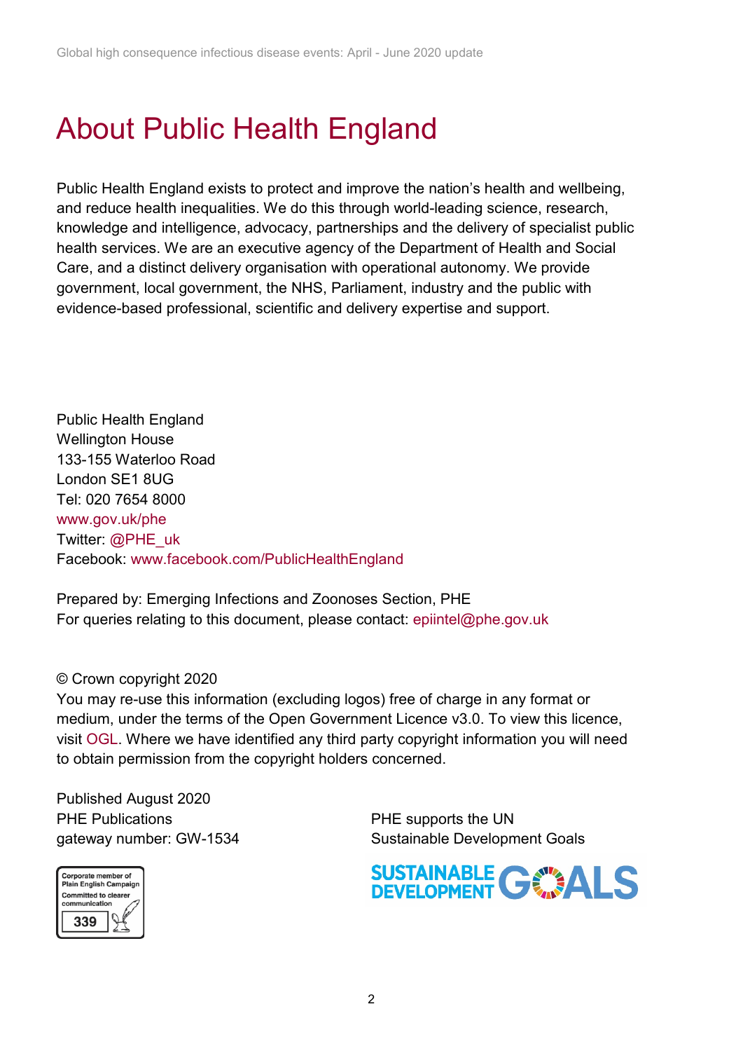# About Public Health England

Public Health England exists to protect and improve the nation's health and wellbeing, and reduce health inequalities. We do this through world-leading science, research, knowledge and intelligence, advocacy, partnerships and the delivery of specialist public health services. We are an executive agency of the Department of Health and Social Care, and a distinct delivery organisation with operational autonomy. We provide government, local government, the NHS, Parliament, industry and the public with evidence-based professional, scientific and delivery expertise and support.

Public Health England
Wellington House
133-155 Waterloo Road
London SE1 8UG
Tel: 020 7654 8000
www.gov.uk/phe
Twitter: @PHE_uk
Facebook: www.facebook.com/PublicHealthEngland

Prepared by: Emerging Infections and Zoonoses Section, PHE
For queries relating to this document, please contact: epiintel@phe.gov.uk

© Crown copyright 2020
You may re-use this information (excluding logos) free of charge in any format or medium, under the terms of the Open Government Licence v3.0. To view this licence, visit OGL. Where we have identified any third party copyright information you will need to obtain permission from the copyright holders concerned.

Published August 2020
PHE Publications
gateway number: GW-1534

PHE supports the UN Sustainable Development Goals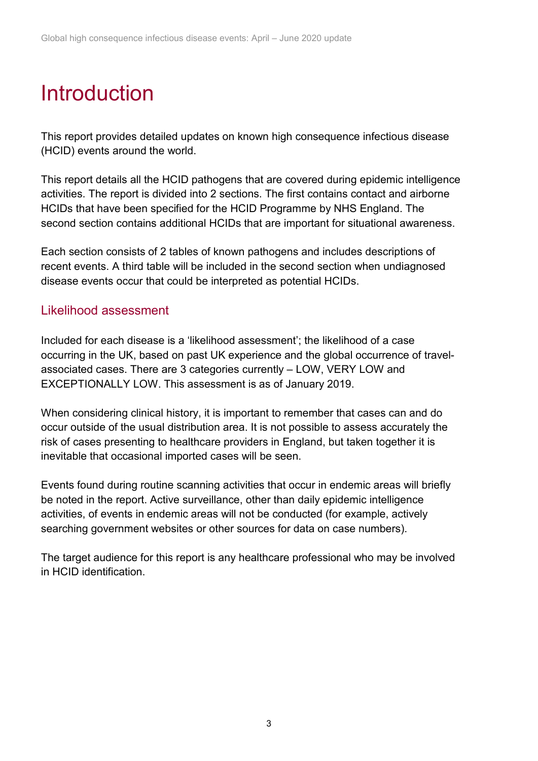# Introduction

This report provides detailed updates on known high consequence infectious disease (HCID) events around the world.

This report details all the HCID pathogens that are covered during epidemic intelligence activities. The report is divided into 2 sections. The first contains contact and airborne HCIDs that have been specified for the HCID Programme by NHS England. The second section contains additional HCIDs that are important for situational awareness.

Each section consists of 2 tables of known pathogens and includes descriptions of recent events. A third table will be included in the second section when undiagnosed disease events occur that could be interpreted as potential HCIDs.

## Likelihood assessment

Included for each disease is a 'likelihood assessment'; the likelihood of a case occurring in the UK, based on past UK experience and the global occurrence of travel-associated cases. There are 3 categories currently – LOW, VERY LOW and EXCEPTIONALLY LOW. This assessment is as of January 2019.

When considering clinical history, it is important to remember that cases can and do occur outside of the usual distribution area. It is not possible to assess accurately the risk of cases presenting to healthcare providers in England, but taken together it is inevitable that occasional imported cases will be seen.

Events found during routine scanning activities that occur in endemic areas will briefly be noted in the report. Active surveillance, other than daily epidemic intelligence activities, of events in endemic areas will not be conducted (for example, actively searching government websites or other sources for data on case numbers).

The target audience for this report is any healthcare professional who may be involved in HCID identification.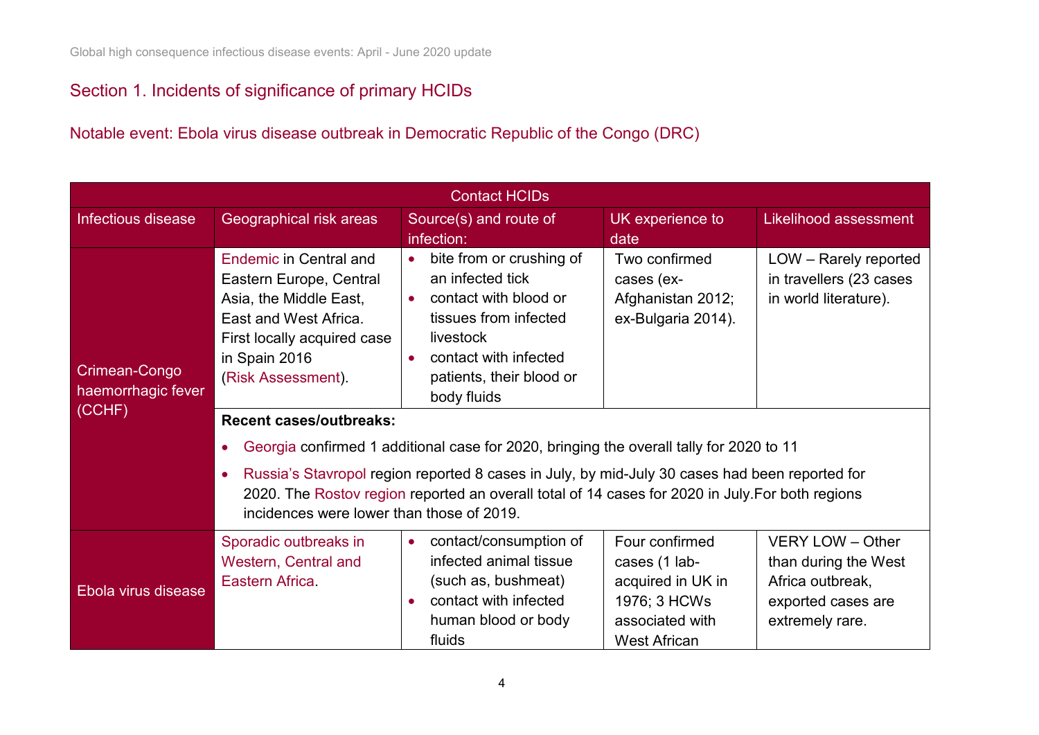## Section 1. Incidents of significance of primary HCIDs

### Notable event: Ebola virus disease outbreak in Democratic Republic of the Congo (DRC)

| Contact HCIDs | | | | |
|---|---|---|---|---|
| **Infectious disease** | **Geographical risk areas** | **Source(s) and route of infection:** | **UK experience to date** | **Likelihood assessment** |
| Crimean-Congo haemorrhagic fever (CCHF) | Endemic in Central and Eastern Europe, Central Asia, the Middle East, East and West Africa. First locally acquired case in Spain 2016 (Risk Assessment). | • bite from or crushing of an infected tick<br>• contact with blood or tissues from infected livestock<br>• contact with infected patients, their blood or body fluids | Two confirmed cases (ex-Afghanistan 2012; ex-Bulgaria 2014). | LOW – Rarely reported in travellers (23 cases in world literature). |
| | **Recent cases/outbreaks:**<br>• Georgia confirmed 1 additional case for 2020, bringing the overall tally for 2020 to 11<br>• Russia's Stavropol region reported 8 cases in July, by mid-July 30 cases had been reported for 2020. The Rostov region reported an overall total of 14 cases for 2020 in July.For both regions incidences were lower than those of 2019. | | | |
| Ebola virus disease | Sporadic outbreaks in Western, Central and Eastern Africa. | • contact/consumption of infected animal tissue (such as, bushmeat)<br>• contact with infected human blood or body fluids | Four confirmed cases (1 lab-acquired in UK in 1976; 3 HCWs associated with West African | VERY LOW – Other than during the West Africa outbreak, exported cases are extremely rare. |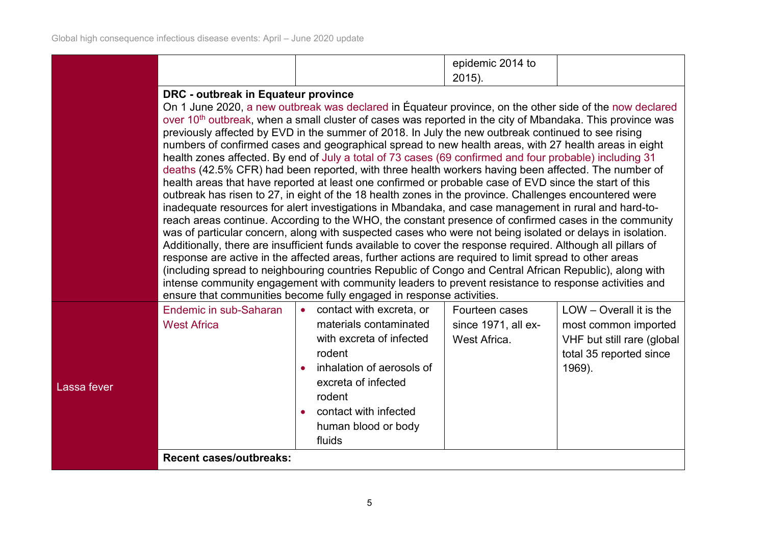| | | | | |
|---|---|---|---|---|
| | | | epidemic 2014 to 2015). | |
| | **DRC - outbreak in Equateur province**<br>On 1 June 2020, a new outbreak was declared in Équateur province, on the other side of the now declared over 10th outbreak, when a small cluster of cases was reported in the city of Mbandaka. This province was previously affected by EVD in the summer of 2018. In July the new outbreak continued to see rising numbers of confirmed cases and geographical spread to new health areas, with 27 health areas in eight health zones affected. By end of July a total of 73 cases (69 confirmed and four probable) including 31 deaths (42.5% CFR) had been reported, with three health workers having been affected. The number of health areas that have reported at least one confirmed or probable case of EVD since the start of this outbreak has risen to 27, in eight of the 18 health zones in the province. Challenges encountered were inadequate resources for alert investigations in Mbandaka, and case management in rural and hard-to-reach areas continue. According to the WHO, the constant presence of confirmed cases in the community was of particular concern, along with suspected cases who were not being isolated or delays in isolation. Additionally, there are insufficient funds available to cover the response required. Although all pillars of response are active in the affected areas, further actions are required to limit spread to other areas (including spread to neighbouring countries Republic of Congo and Central African Republic), along with intense community engagement with community leaders to prevent resistance to response activities and ensure that communities become fully engaged in response activities. | | | |
| Lassa fever | Endemic in sub-Saharan West Africa | • contact with excreta, or materials contaminated with excreta of infected rodent<br>• inhalation of aerosols of excreta of infected rodent<br>• contact with infected human blood or body fluids | Fourteen cases since 1971, all ex-West Africa. | LOW – Overall it is the most common imported VHF but still rare (global total 35 reported since 1969). |
| | **Recent cases/outbreaks:** | | | |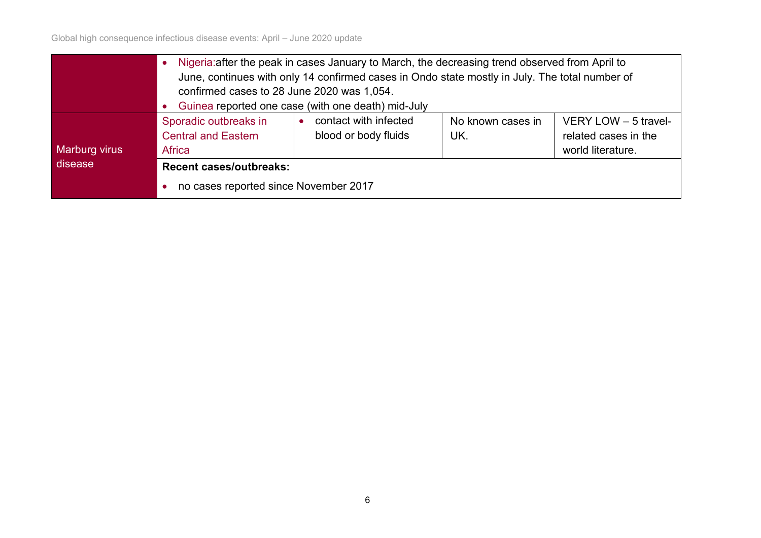| | | | | |
|---|---|---|---|---|
| | • Nigeria:after the peak in cases January to March, the decreasing trend observed from April to June, continues with only 14 confirmed cases in Ondo state mostly in July. The total number of confirmed cases to 28 June 2020 was 1,054.<br>• Guinea reported one case (with one death) mid-July | | | |
| Marburg virus disease | Sporadic outbreaks in Central and Eastern Africa | • contact with infected blood or body fluids | No known cases in UK. | VERY LOW – 5 travel-related cases in the world literature. |
| | **Recent cases/outbreaks:**<br>• no cases reported since November 2017 | | | |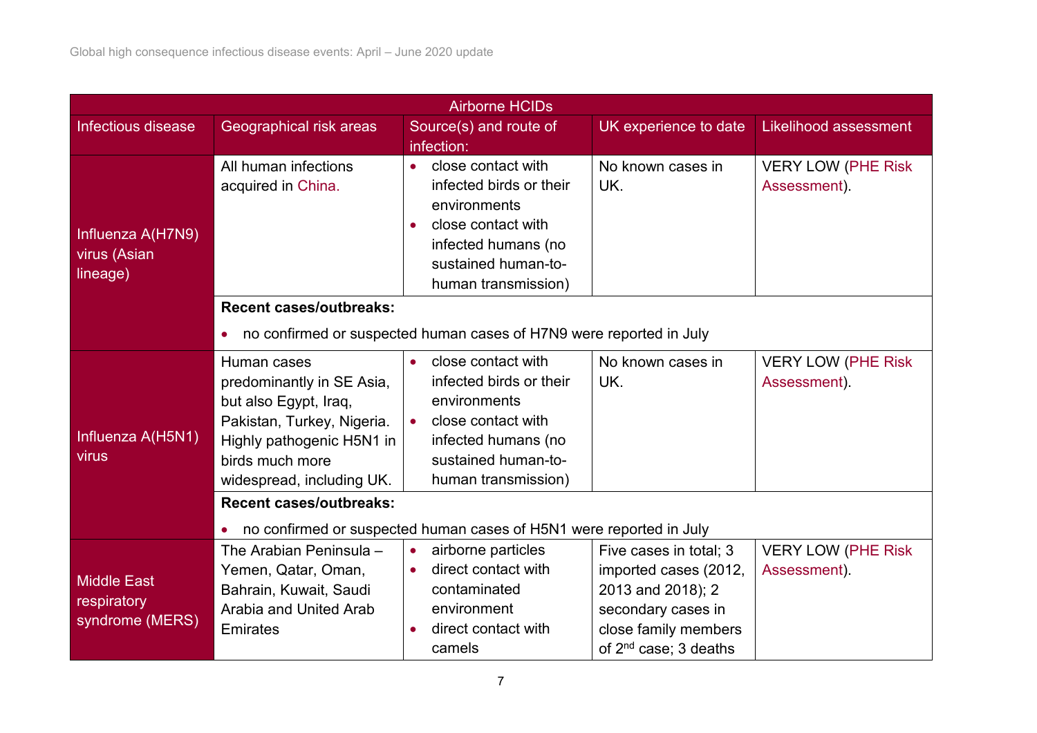| Airborne HCIDs | | | | |
|---|---|---|---|---|
| Infectious disease | Geographical risk areas | Source(s) and route of infection: | UK experience to date | Likelihood assessment |
| Influenza A(H7N9) virus (Asian lineage) | All human infections acquired in China. | • close contact with infected birds or their environments<br>• close contact with infected humans (no sustained human-to-human transmission) | No known cases in UK. | VERY LOW (PHE Risk Assessment). |
| | **Recent cases/outbreaks:**<br>• no confirmed or suspected human cases of H7N9 were reported in July | | | |
| Influenza A(H5N1) virus | Human cases predominantly in SE Asia, but also Egypt, Iraq, Pakistan, Turkey, Nigeria. Highly pathogenic H5N1 in birds much more widespread, including UK. | • close contact with infected birds or their environments<br>• close contact with infected humans (no sustained human-to-human transmission) | No known cases in UK. | VERY LOW (PHE Risk Assessment). |
| | **Recent cases/outbreaks:**<br>• no confirmed or suspected human cases of H5N1 were reported in July | | | |
| Middle East respiratory syndrome (MERS) | The Arabian Peninsula – Yemen, Qatar, Oman, Bahrain, Kuwait, Saudi Arabia and United Arab Emirates | • airborne particles<br>• direct contact with contaminated environment<br>• direct contact with camels | Five cases in total; 3 imported cases (2012, 2013 and 2018); 2 secondary cases in close family members of 2nd case; 3 deaths | VERY LOW (PHE Risk Assessment). |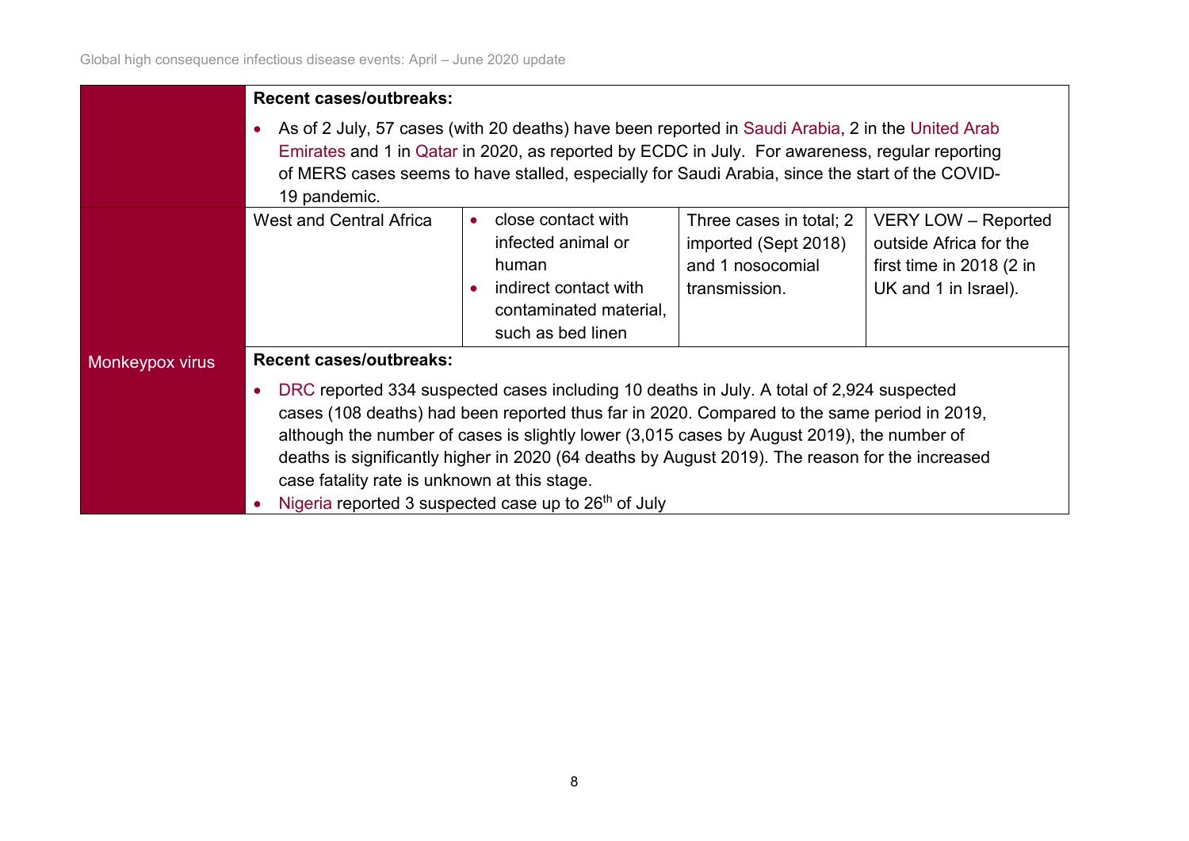| | | | | |
|---|---|---|---|---|
| | **Recent cases/outbreaks:**<br>• As of 2 July, 57 cases (with 20 deaths) have been reported in Saudi Arabia, 2 in the United Arab Emirates and 1 in Qatar in 2020, as reported by ECDC in July. For awareness, regular reporting of MERS cases seems to have stalled, especially for Saudi Arabia, since the start of the COVID-19 pandemic. | | | |
| Monkeypox virus | West and Central Africa | • close contact with infected animal or human<br>• indirect contact with contaminated material, such as bed linen | Three cases in total; 2 imported (Sept 2018) and 1 nosocomial transmission. | VERY LOW – Reported outside Africa for the first time in 2018 (2 in UK and 1 in Israel). |
| | **Recent cases/outbreaks:**<br>• DRC reported 334 suspected cases including 10 deaths in July. A total of 2,924 suspected cases (108 deaths) had been reported thus far in 2020. Compared to the same period in 2019, although the number of cases is slightly lower (3,015 cases by August 2019), the number of deaths is significantly higher in 2020 (64 deaths by August 2019). The reason for the increased case fatality rate is unknown at this stage.<br>• Nigeria reported 3 suspected case up to 26th of July | | | |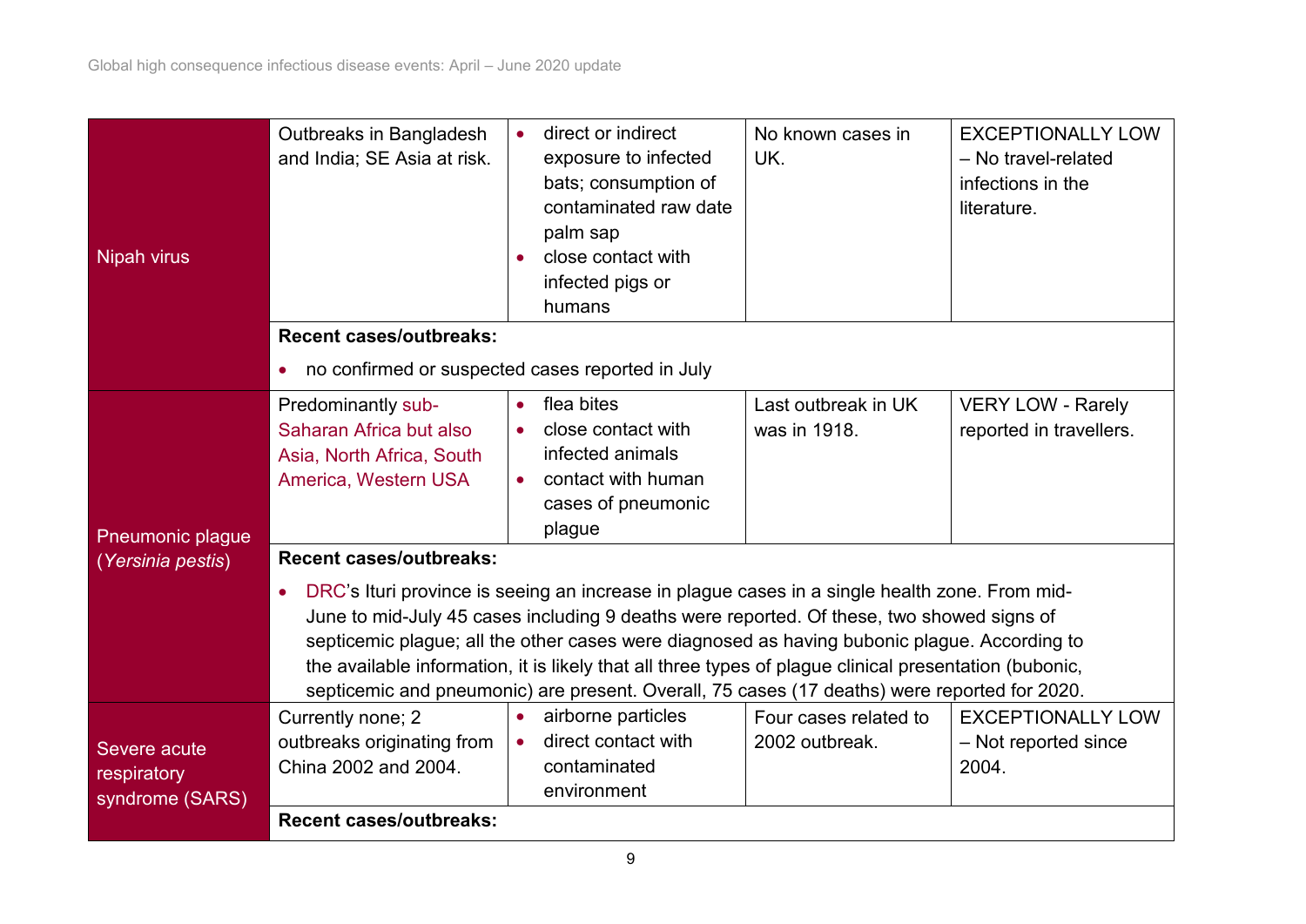| | | | | |
|---|---|---|---|---|
| Nipah virus | Outbreaks in Bangladesh and India; SE Asia at risk. | • direct or indirect exposure to infected bats; consumption of contaminated raw date palm sap<br>• close contact with infected pigs or humans | No known cases in UK. | EXCEPTIONALLY LOW – No travel-related infections in the literature. |
| | **Recent cases/outbreaks:**<br>• no confirmed or suspected cases reported in July | | | |
| Pneumonic plague (*Yersinia pestis*) | Predominantly sub-Saharan Africa but also Asia, North Africa, South America, Western USA | • flea bites<br>• close contact with infected animals<br>• contact with human cases of pneumonic plague | Last outbreak in UK was in 1918. | VERY LOW - Rarely reported in travellers. |
| | **Recent cases/outbreaks:**<br>• DRC's Ituri province is seeing an increase in plague cases in a single health zone. From mid-June to mid-July 45 cases including 9 deaths were reported. Of these, two showed signs of septicemic plague; all the other cases were diagnosed as having bubonic plague. According to the available information, it is likely that all three types of plague clinical presentation (bubonic, septicemic and pneumonic) are present. Overall, 75 cases (17 deaths) were reported for 2020. | | | |
| Severe acute respiratory syndrome (SARS) | Currently none; 2 outbreaks originating from China 2002 and 2004. | • airborne particles<br>• direct contact with contaminated environment | Four cases related to 2002 outbreak. | EXCEPTIONALLY LOW – Not reported since 2004. |
| | **Recent cases/outbreaks:** | | | |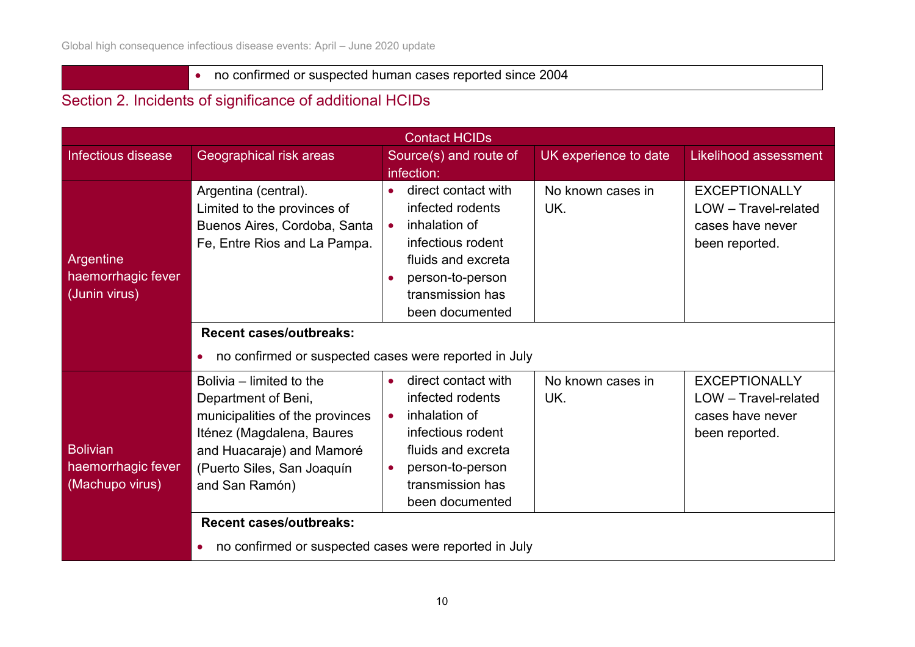| | |
|---|---|
| | • no confirmed or suspected human cases reported since 2004 |

## Section 2. Incidents of significance of additional HCIDs

| Contact HCIDs | | | | |
|---|---|---|---|---|
| **Infectious disease** | **Geographical risk areas** | **Source(s) and route of infection:** | **UK experience to date** | **Likelihood assessment** |
| Argentine haemorrhagic fever (Junin virus) | Argentina (central). Limited to the provinces of Buenos Aires, Cordoba, Santa Fe, Entre Rios and La Pampa. | • direct contact with infected rodents<br>• inhalation of infectious rodent fluids and excreta<br>• person-to-person transmission has been documented | No known cases in UK. | EXCEPTIONALLY LOW – Travel-related cases have never been reported. |
| | **Recent cases/outbreaks:**<br>• no confirmed or suspected cases were reported in July | | | |
| Bolivian haemorrhagic fever (Machupo virus) | Bolivia – limited to the Department of Beni, municipalities of the provinces Iténez (Magdalena, Baures and Huacaraje) and Mamoré (Puerto Siles, San Joaquín and San Ramón) | • direct contact with infected rodents<br>• inhalation of infectious rodent fluids and excreta<br>• person-to-person transmission has been documented | No known cases in UK. | EXCEPTIONALLY LOW – Travel-related cases have never been reported. |
| | **Recent cases/outbreaks:**<br>• no confirmed or suspected cases were reported in July | | | |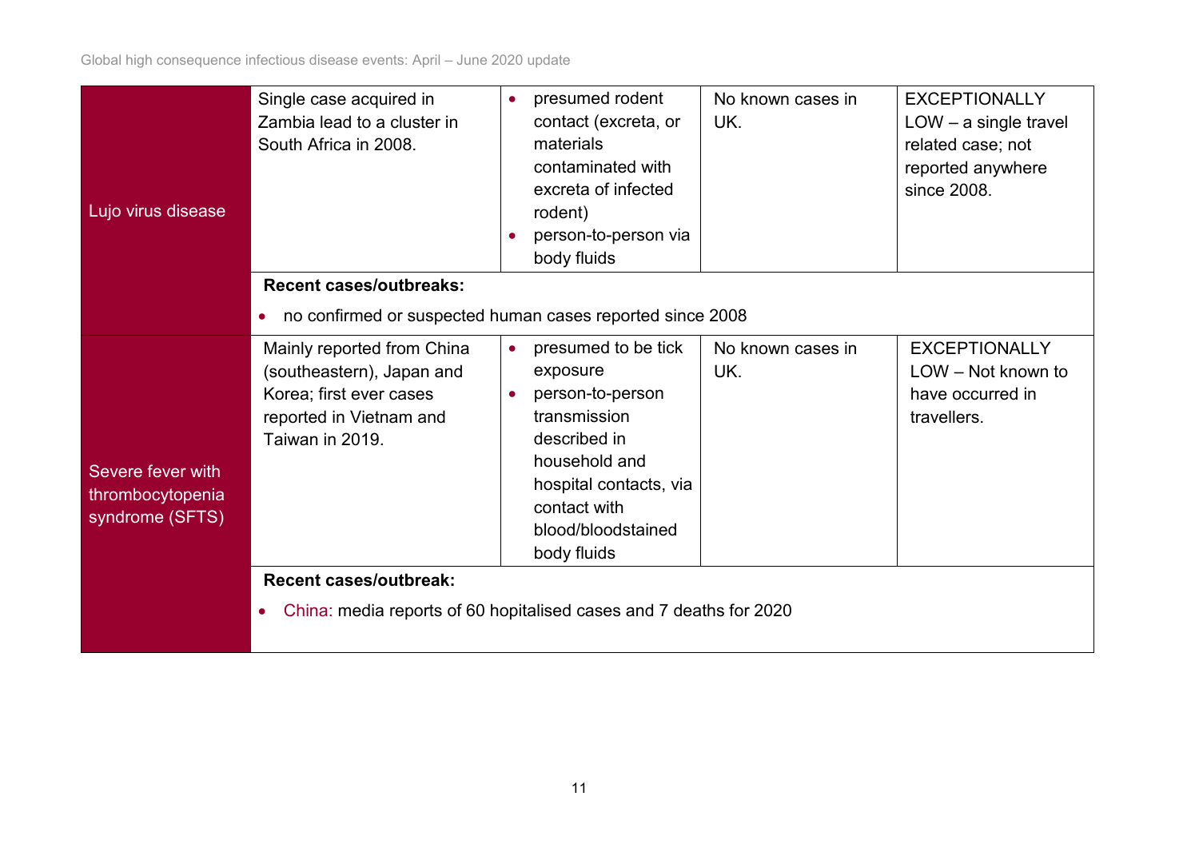| Lujo virus disease | Single case acquired in Zambia lead to a cluster in South Africa in 2008. | • presumed rodent contact (excreta, or materials contaminated with excreta of infected rodent)<br>• person-to-person via body fluids | No known cases in UK. | EXCEPTIONALLY LOW – a single travel related case; not reported anywhere since 2008. |
|---|---|---|---|---|
| | **Recent cases/outbreaks:**<br>• no confirmed or suspected human cases reported since 2008 | | | |
| Severe fever with thrombocytopenia syndrome (SFTS) | Mainly reported from China (southeastern), Japan and Korea; first ever cases reported in Vietnam and Taiwan in 2019. | • presumed to be tick exposure<br>• person-to-person transmission described in household and hospital contacts, via contact with blood/bloodstained body fluids | No known cases in UK. | EXCEPTIONALLY LOW – Not known to have occurred in travellers. |
| | **Recent cases/outbreak:**<br>• China: media reports of 60 hopitalised cases and 7 deaths for 2020 | | | |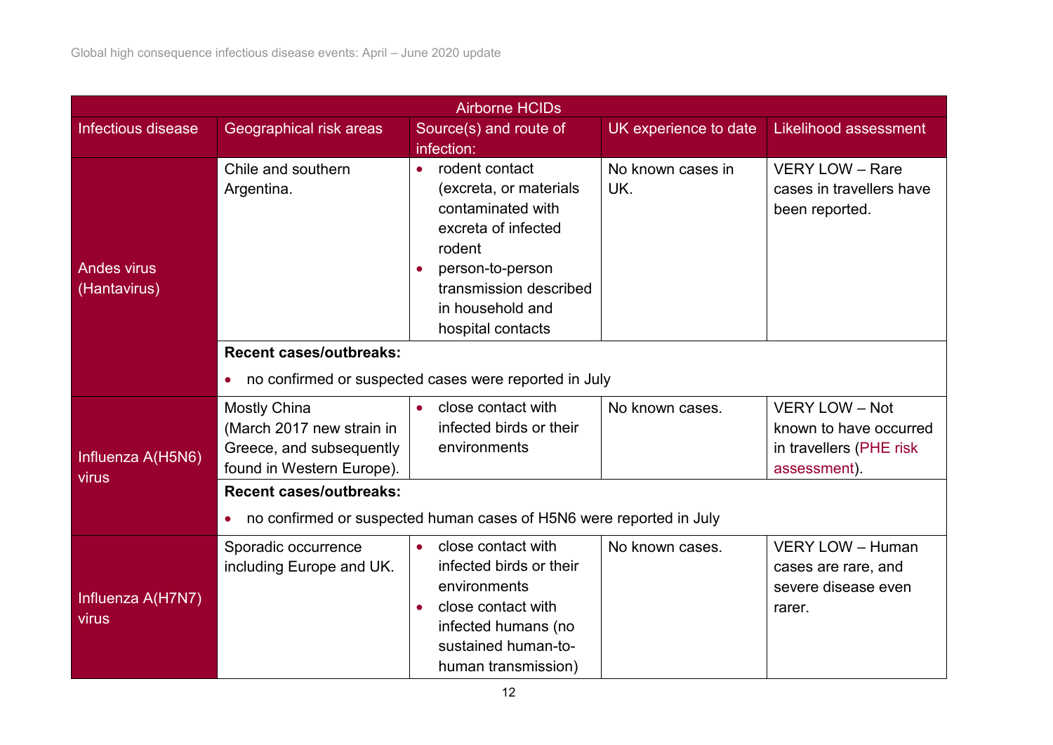| Airborne HCIDs | | | | |
|---|---|---|---|---|
| Infectious disease | Geographical risk areas | Source(s) and route of infection: | UK experience to date | Likelihood assessment |
| Andes virus (Hantavirus) | Chile and southern Argentina. | • rodent contact (excreta, or materials contaminated with excreta of infected rodent<br>• person-to-person transmission described in household and hospital contacts | No known cases in UK. | VERY LOW – Rare cases in travellers have been reported. |
| | **Recent cases/outbreaks:**<br>• no confirmed or suspected cases were reported in July | | | |
| Influenza A(H5N6) virus | Mostly China (March 2017 new strain in Greece, and subsequently found in Western Europe). | • close contact with infected birds or their environments | No known cases. | VERY LOW – Not known to have occurred in travellers (PHE risk assessment). |
| | **Recent cases/outbreaks:**<br>• no confirmed or suspected human cases of H5N6 were reported in July | | | |
| Influenza A(H7N7) virus | Sporadic occurrence including Europe and UK. | • close contact with infected birds or their environments<br>• close contact with infected humans (no sustained human-to-human transmission) | No known cases. | VERY LOW – Human cases are rare, and severe disease even rarer. |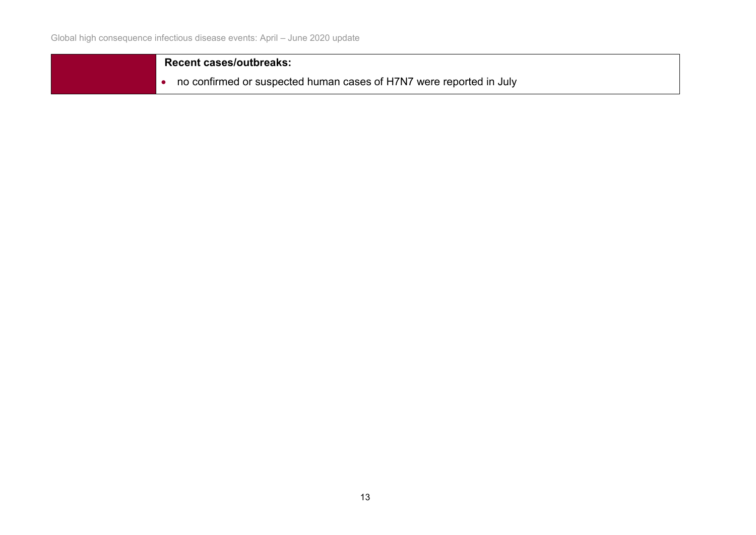| | |
|---|---|
| | **Recent cases/outbreaks:**<br><br>• no confirmed or suspected human cases of H7N7 were reported in July |